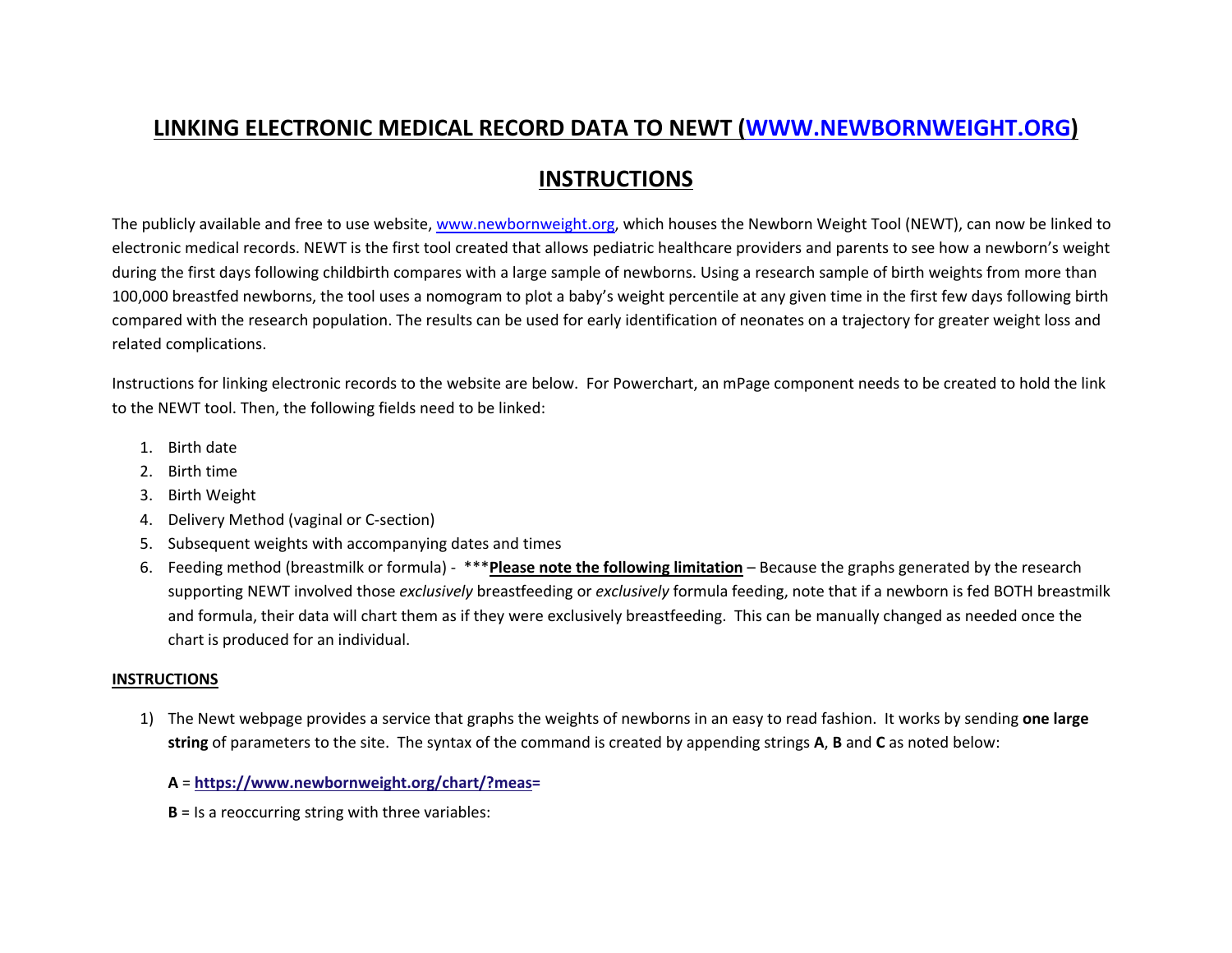# LINKING ELECTRONIC MEDICAL RECORD DATA TO NEWT (WWW.NEWBORNWEIGHT.ORG)

## INSTRUCTIONS

The publicly available and free to use website, www.newbornweight.org, which houses the Newborn Weight Tool (NEWT), can now be linked to electronic medical records. NEWT is the first tool created that allows pediatric healthcare providers and parents to see how a newborn's weight during the first days following childbirth compares with a large sample of newborns. Using a research sample of birth weights from more than 100,000 breastfed newborns, the tool uses a nomogram to plot a baby's weight percentile at any given time in the first few days following birth compared with the research population. The results can be used for early identification of neonates on a trajectory for greater weight loss and related complications.

Instructions for linking electronic records to the website are below. For Powerchart, an mPage component needs to be created to hold the link to the NEWT tool. Then, the following fields need to be linked:

1. Birth date
2. Birth time
3. Birth Weight
4. Delivery Method (vaginal or C-section)
5. Subsequent weights with accompanying dates and times
6. Feeding method (breastmilk or formula) - ***<u>**Please note the following limitation**</u> – Because the graphs generated by the research supporting NEWT involved those *exclusively* breastfeeding or *exclusively* formula feeding, note that if a newborn is fed BOTH breastmilk and formula, their data will chart them as if they were exclusively breastfeeding. This can be manually changed as needed once the chart is produced for an individual.

**INSTRUCTIONS**

1) The Newt webpage provides a service that graphs the weights of newborns in an easy to read fashion. It works by sending **one large string** of parameters to the site. The syntax of the command is created by appending strings **A**, **B** and **C** as noted below:

   **A** = **https://www.newbornweight.org/chart/?meas=**

   **B** = Is a reoccurring string with three variables: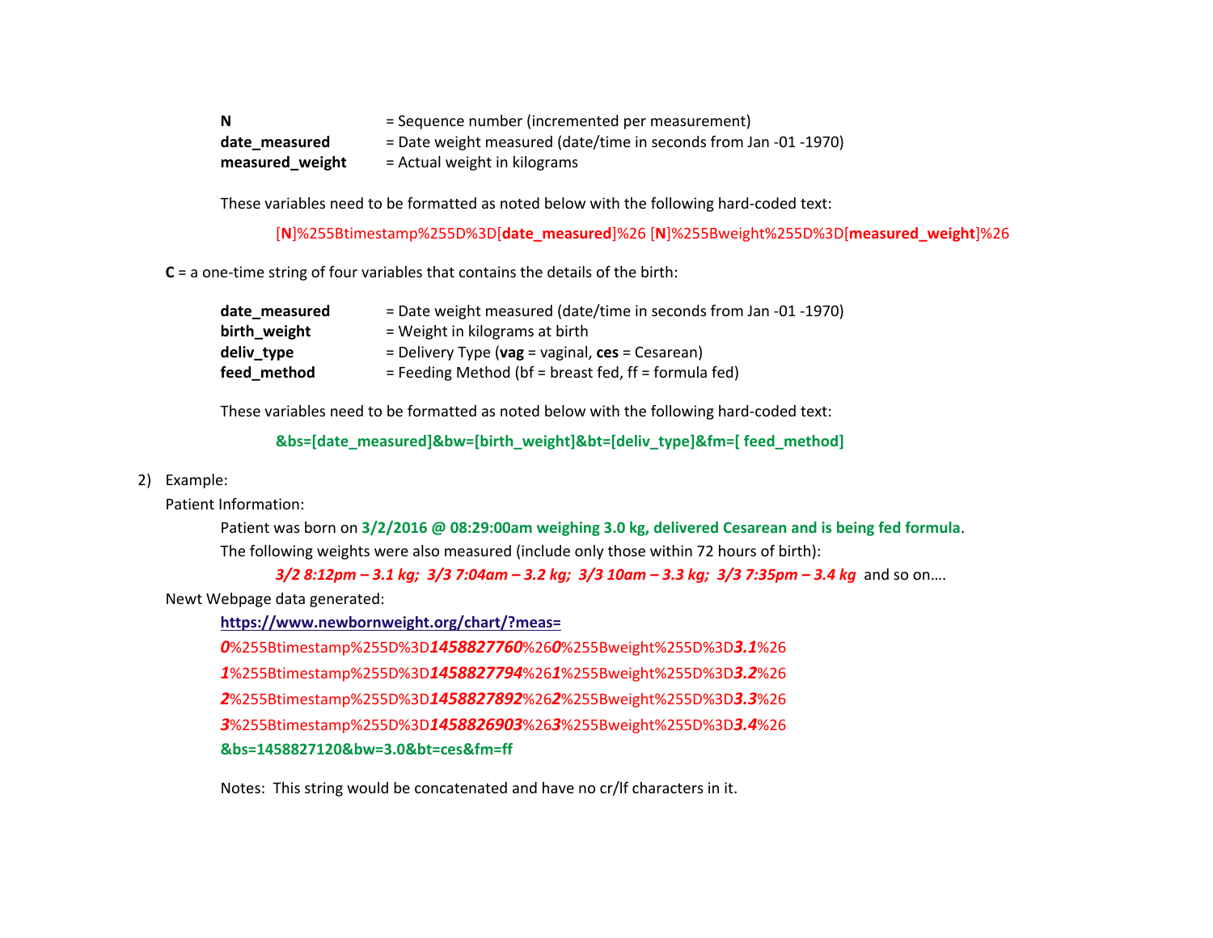**N** = Sequence number (incremented per measurement)
**date_measured** = Date weight measured (date/time in seconds from Jan -01 -1970)
**measured_weight** = Actual weight in kilograms

These variables need to be formatted as noted below with the following hard-coded text:

[**N**]%255Btimestamp%255D%3D[**date_measured**]%26 [**N**]%255Bweight%255D%3D[**measured_weight**]%26

**C** = a one-time string of four variables that contains the details of the birth:

**date_measured** = Date weight measured (date/time in seconds from Jan -01 -1970)
**birth_weight** = Weight in kilograms at birth
**deliv_type** = Delivery Type (**vag** = vaginal, **ces** = Cesarean)
**feed_method** = Feeding Method (bf = breast fed, ff = formula fed)

These variables need to be formatted as noted below with the following hard-coded text:

**&bs=[date_measured]&bw=[birth_weight]&bt=[deliv_type]&fm=[ feed_method]**

2) Example:

Patient Information:

Patient was born on **3/2/2016 @ 08:29:00am weighing 3.0 kg, delivered Cesarean and is being fed formula**.
The following weights were also measured (include only those within 72 hours of birth):

***3/2 8:12pm – 3.1 kg; 3/3 7:04am – 3.2 kg; 3/3 10am – 3.3 kg; 3/3 7:35pm – 3.4 kg*** and so on….

Newt Webpage data generated:

**https://www.newbornweight.org/chart/?meas=**
***0***%255Btimestamp%255D%3D***1458827760***%26***0***%255Bweight%255D%3D***3.1***%26
***1***%255Btimestamp%255D%3D***1458827794***%26***1***%255Bweight%255D%3D***3.2***%26
***2***%255Btimestamp%255D%3D***1458827892***%26***2***%255Bweight%255D%3D***3.3***%26
***3***%255Btimestamp%255D%3D***1458826903***%26***3***%255Bweight%255D%3D***3.4***%26
**&bs=1458827120&bw=3.0&bt=ces&fm=ff**

Notes: This string would be concatenated and have no cr/lf characters in it.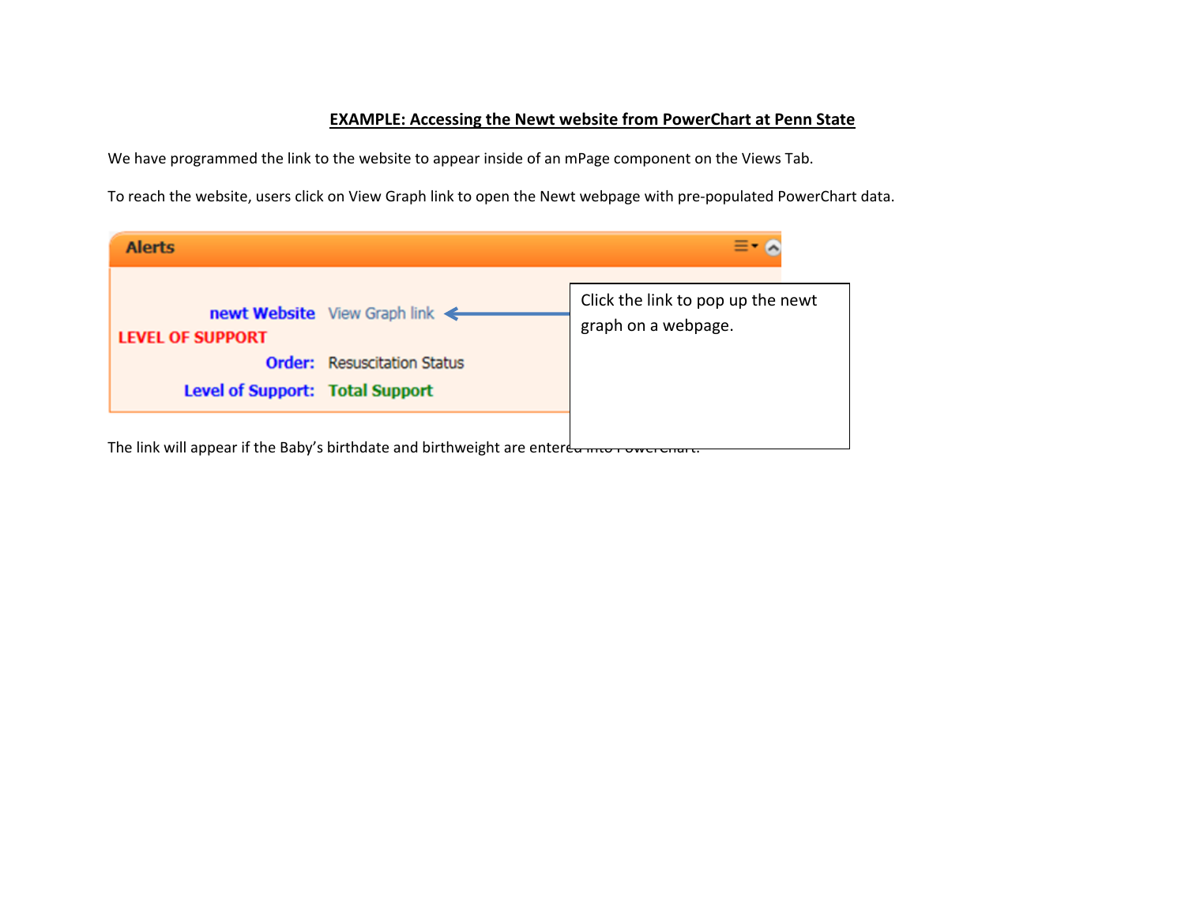**EXAMPLE: Accessing the Newt website from PowerChart at Penn State**

We have programmed the link to the website to appear inside of an mPage component on the Views Tab.

To reach the website, users click on View Graph link to open the Newt webpage with pre-populated PowerChart data.

Alerts

newt Website View Graph link

LEVEL OF SUPPORT

Order: Resuscitation Status

Level of Support: Total Support

Click the link to pop up the newt graph on a webpage.

The link will appear if the Baby's birthdate and birthweight are entered into PowerChart.